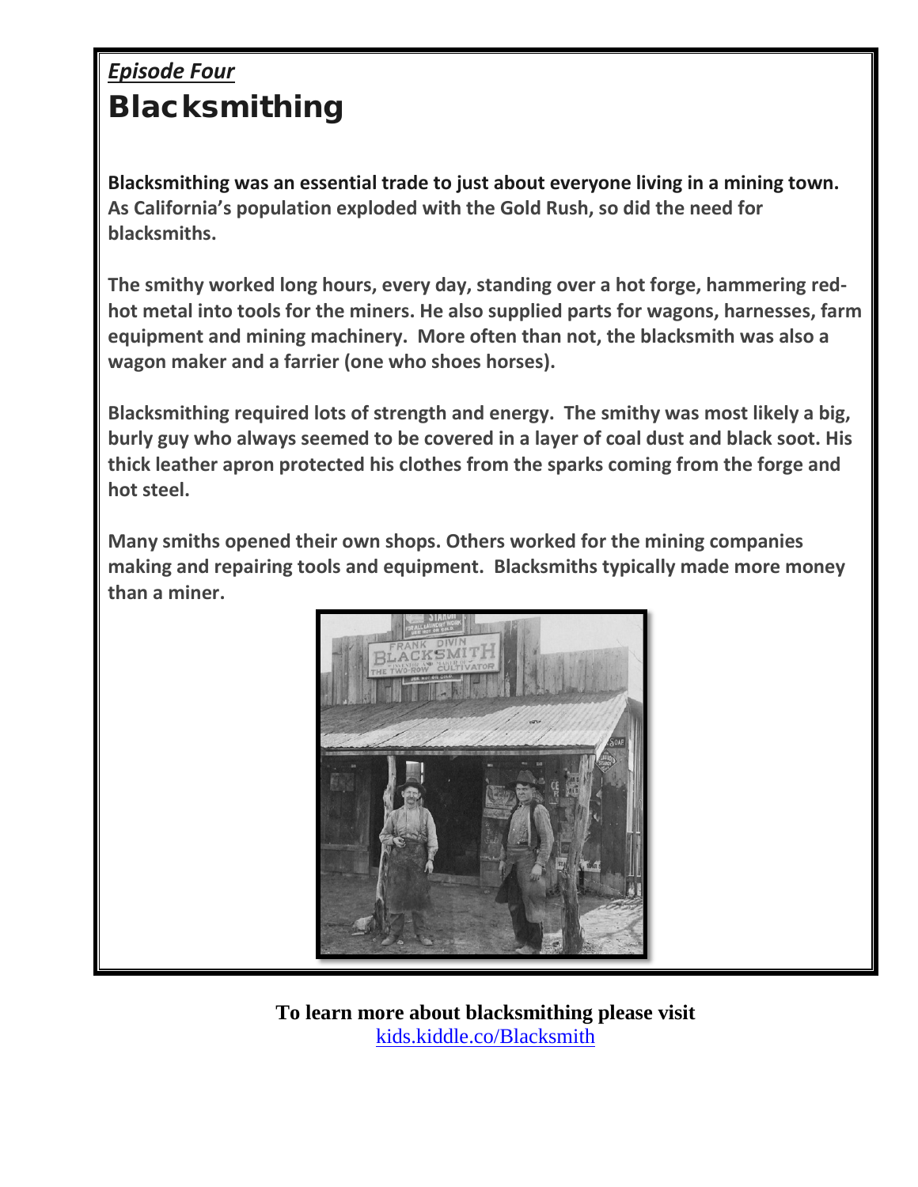*Episode Four*

# Blacksmithing

**Blacksmithing was an essential trade to just about everyone living in a mining town. As California's population exploded with the Gold Rush, so did the need for blacksmiths.**

**The smithy worked long hours, every day, standing over a hot forge, hammering red-hot metal into tools for the miners. He also supplied parts for wagons, harnesses, farm equipment and mining machinery. More often than not, the blacksmith was also a wagon maker and a farrier (one who shoes horses).**

**Blacksmithing required lots of strength and energy. The smithy was most likely a big, burly guy who always seemed to be covered in a layer of coal dust and black soot. His thick leather apron protected his clothes from the sparks coming from the forge and hot steel.**

**Many smiths opened their own shops. Others worked for the mining companies making and repairing tools and equipment. Blacksmiths typically made more money than a miner.**

**To learn more about blacksmithing please visit**
[kids.kiddle.co/Blacksmith](kids.kiddle.co/Blacksmith)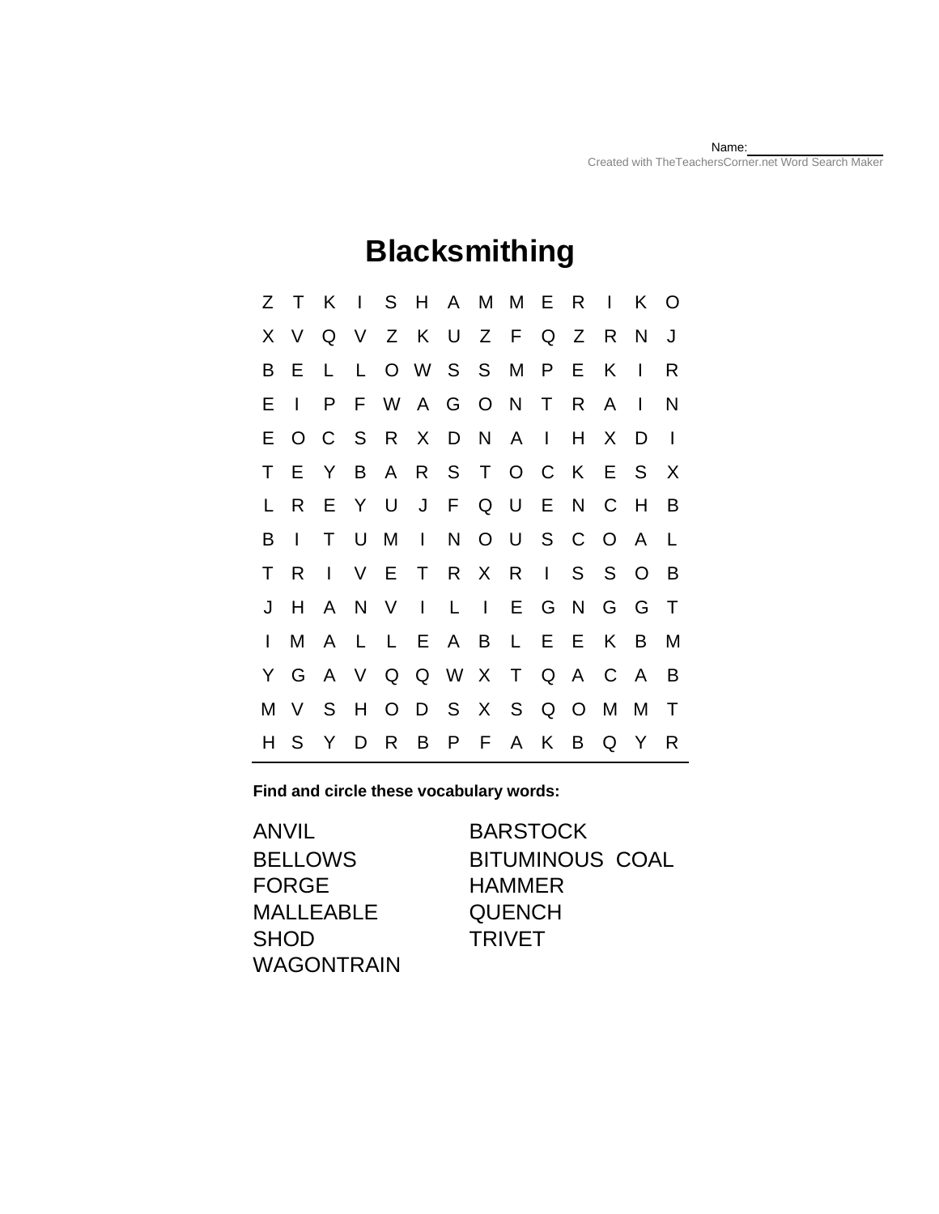Name:\_\_\_\_\_\_\_\_\_\_\_\_\_\_\_\_\_\_\_\_

Created with TheTeachersCorner.net Word Search Maker

# Blacksmithing

```
Z T K I S H A M M E R I K O
X V Q V Z K U Z F Q Z R N J
B E L L O W S S M P E K I R
E I P F W A G O N T R A I N
E O C S R X D N A I H X D I
T E Y B A R S T O C K E S X
L R E Y U J F Q U E N C H B
B I T U M I N O U S C O A L
T R I V E T R X R I S S O B
J H A N V I L I E G N G G T
I M A L L E A B L E E K B M
Y G A V Q Q W X T Q A C A B
M V S H O D S X S Q O M M T
H S Y D R B P F A K B Q Y R
```

**Find and circle these vocabulary words:**

ANVIL
BARSTOCK
BELLOWS
BITUMINOUS COAL
FORGE
HAMMER
MALLEABLE
QUENCH
SHOD
TRIVET
WAGONTRAIN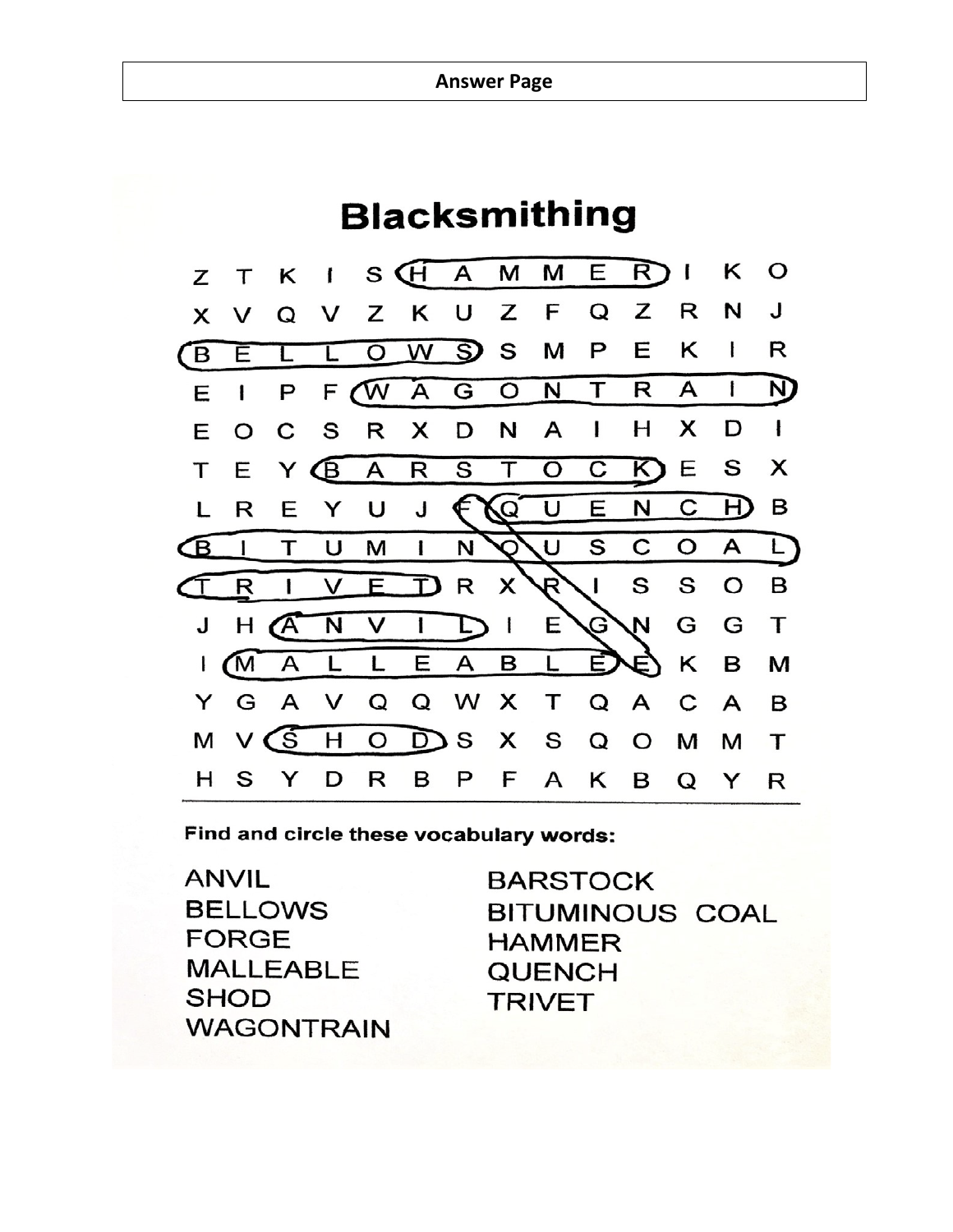**Answer Page**

# Blacksmithing

| | | | | | | | | | | | | | |
|---|---|---|---|---|---|---|---|---|---|---|---|---|---|
| Z | T | K | I | S | H | A | M | M | E | R | I | K | O |
| X | V | Q | V | Z | K | U | Z | F | Q | Z | R | N | J |
| B | E | L | L | O | W | S | S | M | P | E | K | I | R |
| E | I | P | F | W | A | G | O | N | T | R | A | I | N |
| E | O | C | S | R | X | D | N | A | I | H | X | D | I |
| T | E | Y | B | A | R | S | T | O | C | K | E | S | X |
| L | R | E | Y | U | J | F | Q | U | E | N | C | H | B |
| B | I | T | U | M | I | N | O | U | S | C | O | A | L |
| T | R | I | V | E | T | R | X | R | I | S | S | O | B |
| J | H | A | N | V | I | L | I | E | G | N | G | G | T |
| I | M | A | L | L | E | A | B | L | E | E | K | B | M |
| Y | G | A | V | Q | Q | W | X | T | Q | A | C | A | B |
| M | V | S | H | O | D | S | X | S | Q | O | M | M | T |
| H | S | Y | D | R | B | P | F | A | K | B | Q | Y | R |

Find and circle these vocabulary words:

ANVIL
BELLOWS
FORGE
MALLEABLE
SHOD
WAGONTRAIN
BARSTOCK
BITUMINOUS COAL
HAMMER
QUENCH
TRIVET